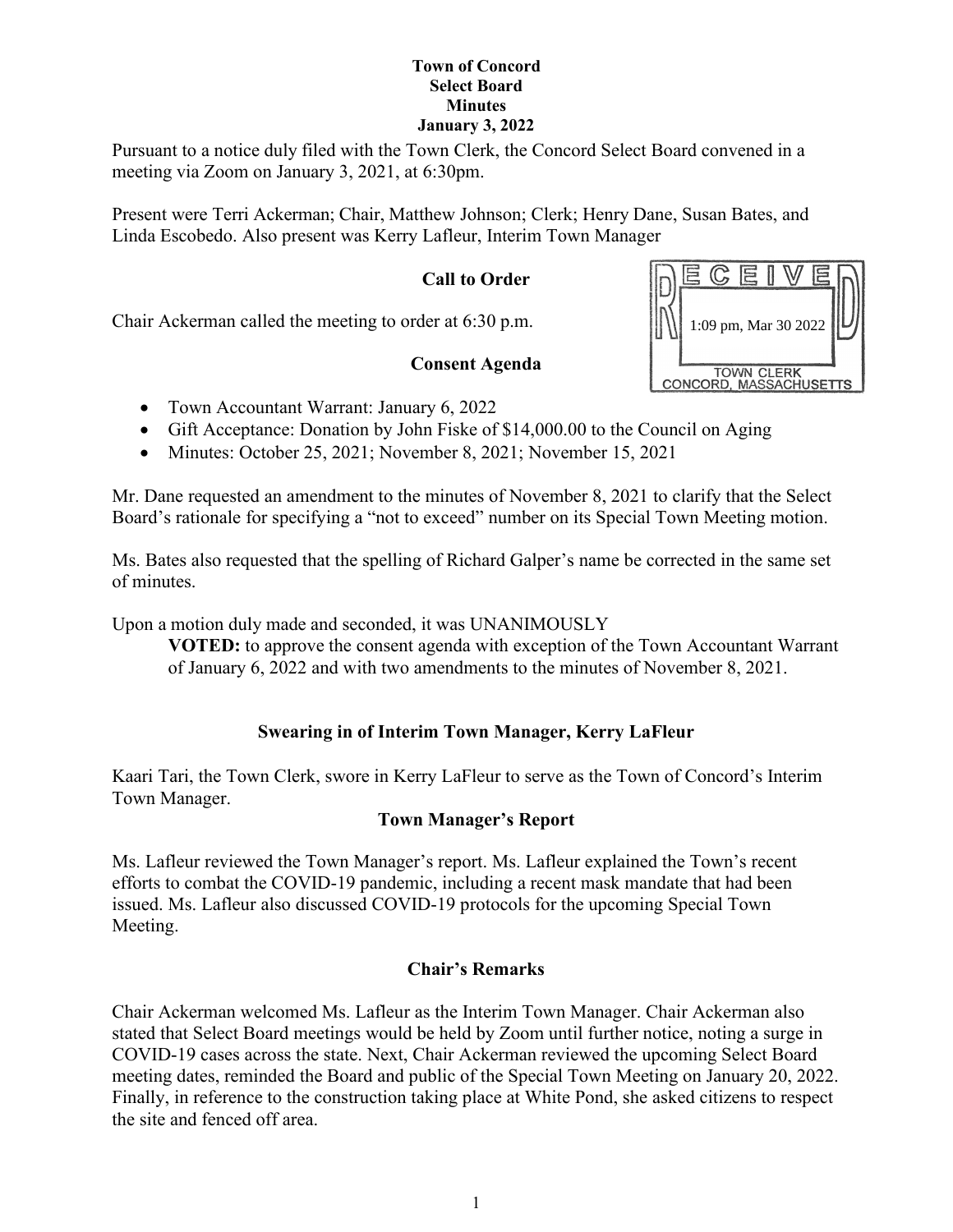**Town of Concord**
**Select Board**
**Minutes**
**January 3, 2022**

Pursuant to a notice duly filed with the Town Clerk, the Concord Select Board convened in a meeting via Zoom on January 3, 2021, at 6:30pm.

Present were Terri Ackerman; Chair, Matthew Johnson; Clerk; Henry Dane, Susan Bates, and Linda Escobedo. Also present was Kerry Lafleur, Interim Town Manager

RECEIVED
1:09 pm, Mar 30 2022
TOWN CLERK
CONCORD, MASSACHUSETTS

## Call to Order

Chair Ackerman called the meeting to order at 6:30 p.m.

## Consent Agenda

- Town Accountant Warrant: January 6, 2022
- Gift Acceptance: Donation by John Fiske of $14,000.00 to the Council on Aging
- Minutes: October 25, 2021; November 8, 2021; November 15, 2021

Mr. Dane requested an amendment to the minutes of November 8, 2021 to clarify that the Select Board's rationale for specifying a "not to exceed" number on its Special Town Meeting motion.

Ms. Bates also requested that the spelling of Richard Galper's name be corrected in the same set of minutes.

Upon a motion duly made and seconded, it was UNANIMOUSLY

> **VOTED:** to approve the consent agenda with exception of the Town Accountant Warrant of January 6, 2022 and with two amendments to the minutes of November 8, 2021.

## Swearing in of Interim Town Manager, Kerry LaFleur

Kaari Tari, the Town Clerk, swore in Kerry LaFleur to serve as the Town of Concord's Interim Town Manager.

## Town Manager's Report

Ms. Lafleur reviewed the Town Manager's report. Ms. Lafleur explained the Town's recent efforts to combat the COVID-19 pandemic, including a recent mask mandate that had been issued. Ms. Lafleur also discussed COVID-19 protocols for the upcoming Special Town Meeting.

## Chair's Remarks

Chair Ackerman welcomed Ms. Lafleur as the Interim Town Manager. Chair Ackerman also stated that Select Board meetings would be held by Zoom until further notice, noting a surge in COVID-19 cases across the state. Next, Chair Ackerman reviewed the upcoming Select Board meeting dates, reminded the Board and public of the Special Town Meeting on January 20, 2022. Finally, in reference to the construction taking place at White Pond, she asked citizens to respect the site and fenced off area.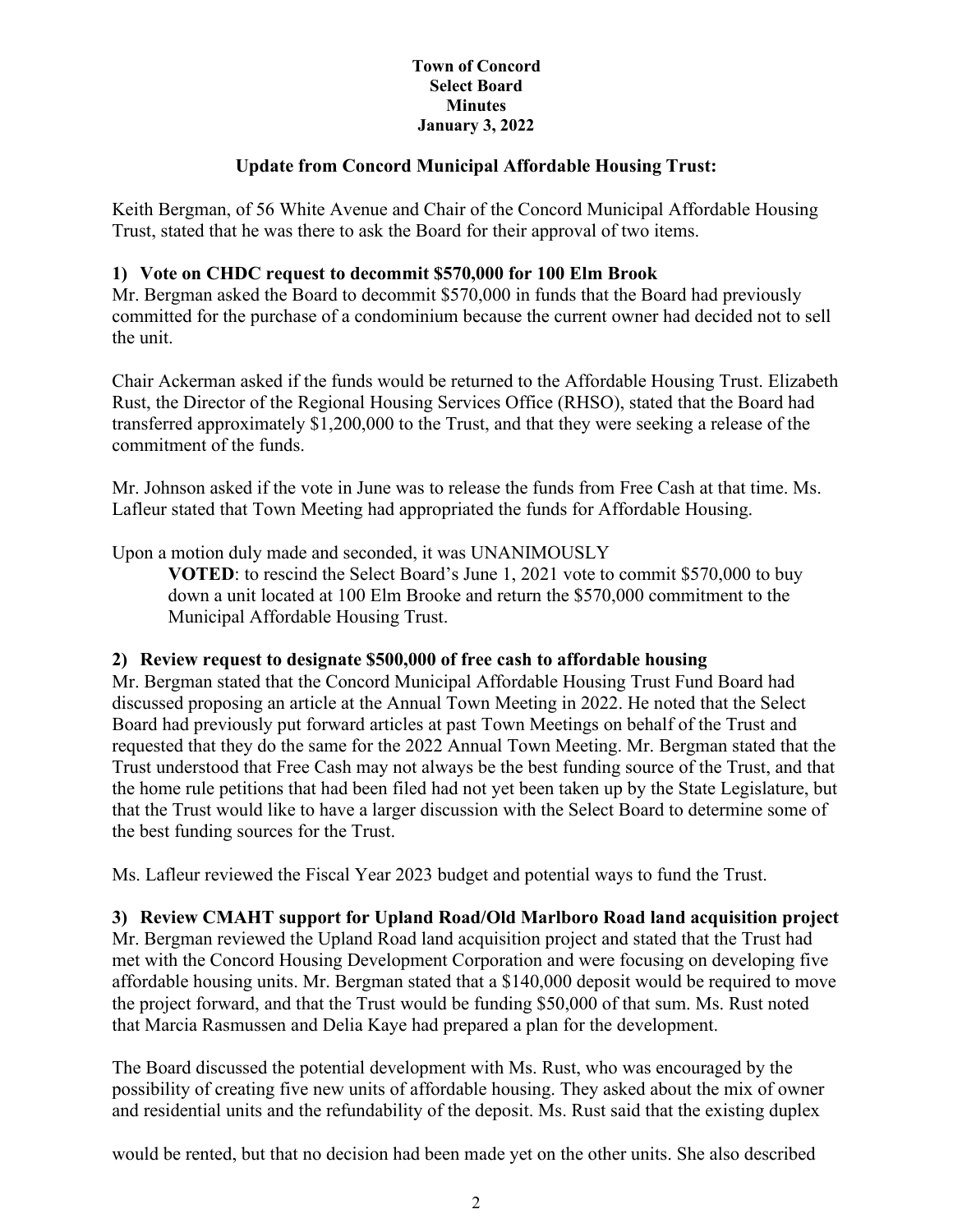**Town of Concord**
**Select Board**
**Minutes**
**January 3, 2022**

## Update from Concord Municipal Affordable Housing Trust:

Keith Bergman, of 56 White Avenue and Chair of the Concord Municipal Affordable Housing Trust, stated that he was there to ask the Board for their approval of two items.

### 1) Vote on CHDC request to decommit $570,000 for 100 Elm Brook

Mr. Bergman asked the Board to decommit $570,000 in funds that the Board had previously committed for the purchase of a condominium because the current owner had decided not to sell the unit.

Chair Ackerman asked if the funds would be returned to the Affordable Housing Trust. Elizabeth Rust, the Director of the Regional Housing Services Office (RHSO), stated that the Board had transferred approximately $1,200,000 to the Trust, and that they were seeking a release of the commitment of the funds.

Mr. Johnson asked if the vote in June was to release the funds from Free Cash at that time. Ms. Lafleur stated that Town Meeting had appropriated the funds for Affordable Housing.

Upon a motion duly made and seconded, it was UNANIMOUSLY

> **VOTED**: to rescind the Select Board's June 1, 2021 vote to commit $570,000 to buy down a unit located at 100 Elm Brooke and return the $570,000 commitment to the Municipal Affordable Housing Trust.

### 2) Review request to designate $500,000 of free cash to affordable housing

Mr. Bergman stated that the Concord Municipal Affordable Housing Trust Fund Board had discussed proposing an article at the Annual Town Meeting in 2022. He noted that the Select Board had previously put forward articles at past Town Meetings on behalf of the Trust and requested that they do the same for the 2022 Annual Town Meeting. Mr. Bergman stated that the Trust understood that Free Cash may not always be the best funding source of the Trust, and that the home rule petitions that had been filed had not yet been taken up by the State Legislature, but that the Trust would like to have a larger discussion with the Select Board to determine some of the best funding sources for the Trust.

Ms. Lafleur reviewed the Fiscal Year 2023 budget and potential ways to fund the Trust.

### 3) Review CMAHT support for Upland Road/Old Marlboro Road land acquisition project

Mr. Bergman reviewed the Upland Road land acquisition project and stated that the Trust had met with the Concord Housing Development Corporation and were focusing on developing five affordable housing units. Mr. Bergman stated that a $140,000 deposit would be required to move the project forward, and that the Trust would be funding $50,000 of that sum. Ms. Rust noted that Marcia Rasmussen and Delia Kaye had prepared a plan for the development.

The Board discussed the potential development with Ms. Rust, who was encouraged by the possibility of creating five new units of affordable housing. They asked about the mix of owner and residential units and the refundability of the deposit. Ms. Rust said that the existing duplex would be rented, but that no decision had been made yet on the other units. She also described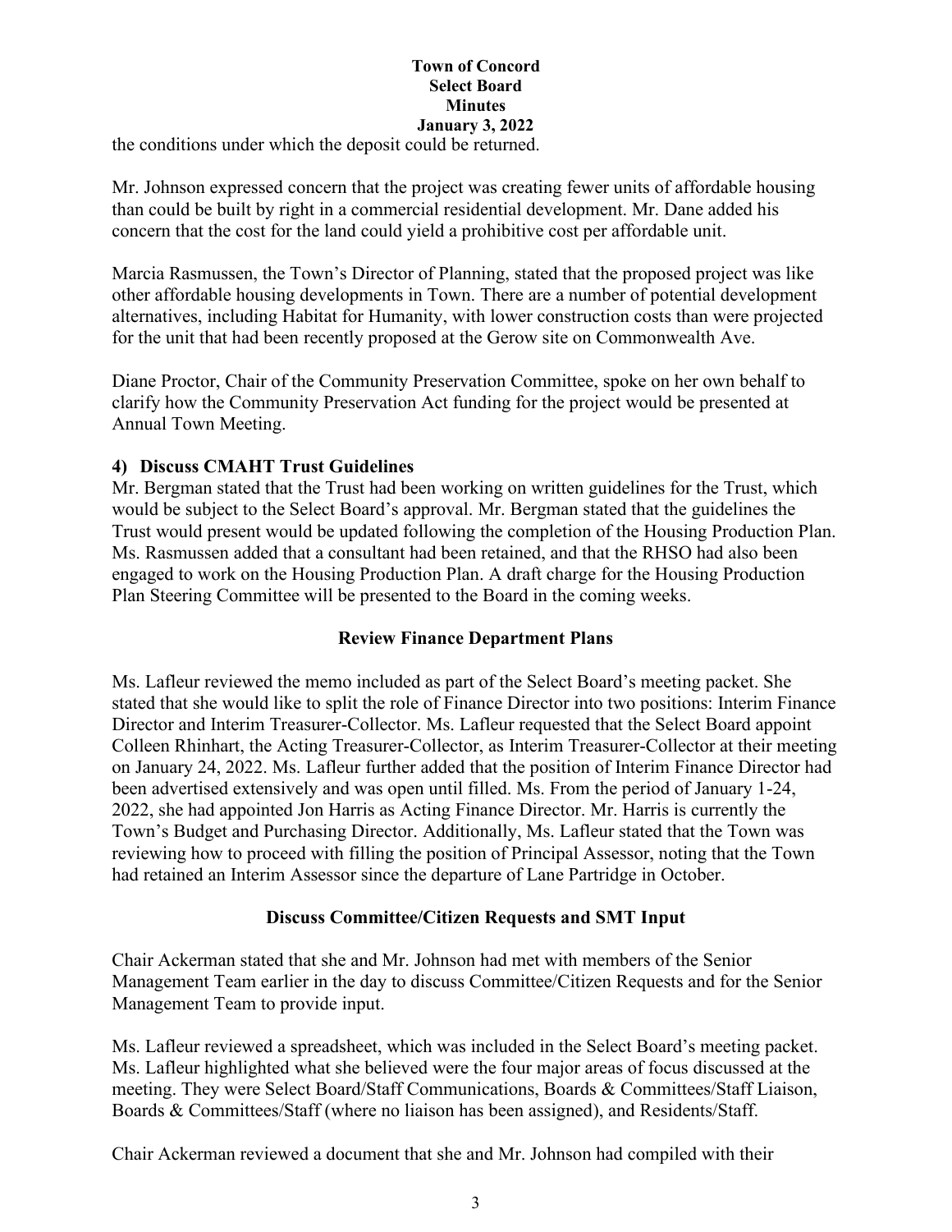the conditions under which the deposit could be returned.

Mr. Johnson expressed concern that the project was creating fewer units of affordable housing than could be built by right in a commercial residential development. Mr. Dane added his concern that the cost for the land could yield a prohibitive cost per affordable unit.

Marcia Rasmussen, the Town's Director of Planning, stated that the proposed project was like other affordable housing developments in Town. There are a number of potential development alternatives, including Habitat for Humanity, with lower construction costs than were projected for the unit that had been recently proposed at the Gerow site on Commonwealth Ave.

Diane Proctor, Chair of the Community Preservation Committee, spoke on her own behalf to clarify how the Community Preservation Act funding for the project would be presented at Annual Town Meeting.

### 4) Discuss CMAHT Trust Guidelines

Mr. Bergman stated that the Trust had been working on written guidelines for the Trust, which would be subject to the Select Board's approval. Mr. Bergman stated that the guidelines the Trust would present would be updated following the completion of the Housing Production Plan. Ms. Rasmussen added that a consultant had been retained, and that the RHSO had also been engaged to work on the Housing Production Plan. A draft charge for the Housing Production Plan Steering Committee will be presented to the Board in the coming weeks.

## Review Finance Department Plans

Ms. Lafleur reviewed the memo included as part of the Select Board's meeting packet. She stated that she would like to split the role of Finance Director into two positions: Interim Finance Director and Interim Treasurer-Collector. Ms. Lafleur requested that the Select Board appoint Colleen Rhinhart, the Acting Treasurer-Collector, as Interim Treasurer-Collector at their meeting on January 24, 2022. Ms. Lafleur further added that the position of Interim Finance Director had been advertised extensively and was open until filled. Ms. From the period of January 1-24, 2022, she had appointed Jon Harris as Acting Finance Director. Mr. Harris is currently the Town's Budget and Purchasing Director. Additionally, Ms. Lafleur stated that the Town was reviewing how to proceed with filling the position of Principal Assessor, noting that the Town had retained an Interim Assessor since the departure of Lane Partridge in October.

## Discuss Committee/Citizen Requests and SMT Input

Chair Ackerman stated that she and Mr. Johnson had met with members of the Senior Management Team earlier in the day to discuss Committee/Citizen Requests and for the Senior Management Team to provide input.

Ms. Lafleur reviewed a spreadsheet, which was included in the Select Board's meeting packet. Ms. Lafleur highlighted what she believed were the four major areas of focus discussed at the meeting. They were Select Board/Staff Communications, Boards & Committees/Staff Liaison, Boards & Committees/Staff (where no liaison has been assigned), and Residents/Staff.

Chair Ackerman reviewed a document that she and Mr. Johnson had compiled with their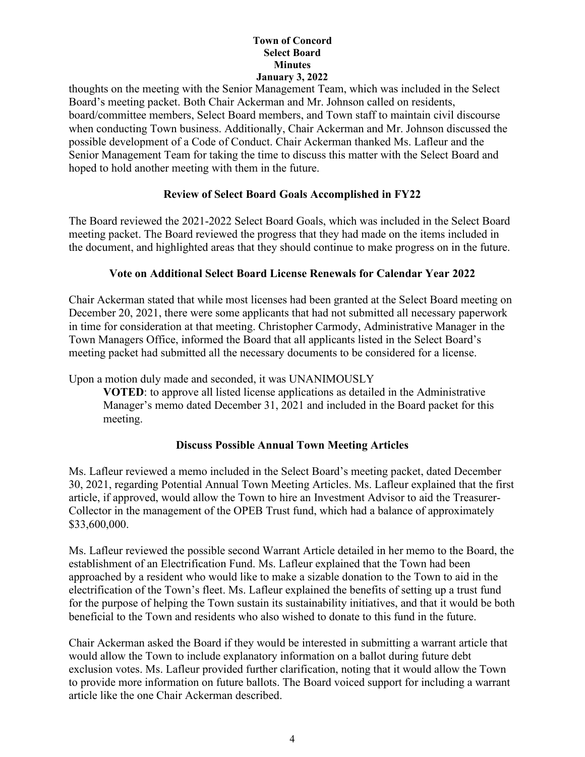thoughts on the meeting with the Senior Management Team, which was included in the Select Board's meeting packet. Both Chair Ackerman and Mr. Johnson called on residents, board/committee members, Select Board members, and Town staff to maintain civil discourse when conducting Town business. Additionally, Chair Ackerman and Mr. Johnson discussed the possible development of a Code of Conduct. Chair Ackerman thanked Ms. Lafleur and the Senior Management Team for taking the time to discuss this matter with the Select Board and hoped to hold another meeting with them in the future.

## Review of Select Board Goals Accomplished in FY22

The Board reviewed the 2021-2022 Select Board Goals, which was included in the Select Board meeting packet. The Board reviewed the progress that they had made on the items included in the document, and highlighted areas that they should continue to make progress on in the future.

## Vote on Additional Select Board License Renewals for Calendar Year 2022

Chair Ackerman stated that while most licenses had been granted at the Select Board meeting on December 20, 2021, there were some applicants that had not submitted all necessary paperwork in time for consideration at that meeting. Christopher Carmody, Administrative Manager in the Town Managers Office, informed the Board that all applicants listed in the Select Board's meeting packet had submitted all the necessary documents to be considered for a license.

Upon a motion duly made and seconded, it was UNANIMOUSLY

> **VOTED**: to approve all listed license applications as detailed in the Administrative Manager's memo dated December 31, 2021 and included in the Board packet for this meeting.

## Discuss Possible Annual Town Meeting Articles

Ms. Lafleur reviewed a memo included in the Select Board's meeting packet, dated December 30, 2021, regarding Potential Annual Town Meeting Articles. Ms. Lafleur explained that the first article, if approved, would allow the Town to hire an Investment Advisor to aid the Treasurer-Collector in the management of the OPEB Trust fund, which had a balance of approximately $33,600,000.

Ms. Lafleur reviewed the possible second Warrant Article detailed in her memo to the Board, the establishment of an Electrification Fund. Ms. Lafleur explained that the Town had been approached by a resident who would like to make a sizable donation to the Town to aid in the electrification of the Town's fleet. Ms. Lafleur explained the benefits of setting up a trust fund for the purpose of helping the Town sustain its sustainability initiatives, and that it would be both beneficial to the Town and residents who also wished to donate to this fund in the future.

Chair Ackerman asked the Board if they would be interested in submitting a warrant article that would allow the Town to include explanatory information on a ballot during future debt exclusion votes. Ms. Lafleur provided further clarification, noting that it would allow the Town to provide more information on future ballots. The Board voiced support for including a warrant article like the one Chair Ackerman described.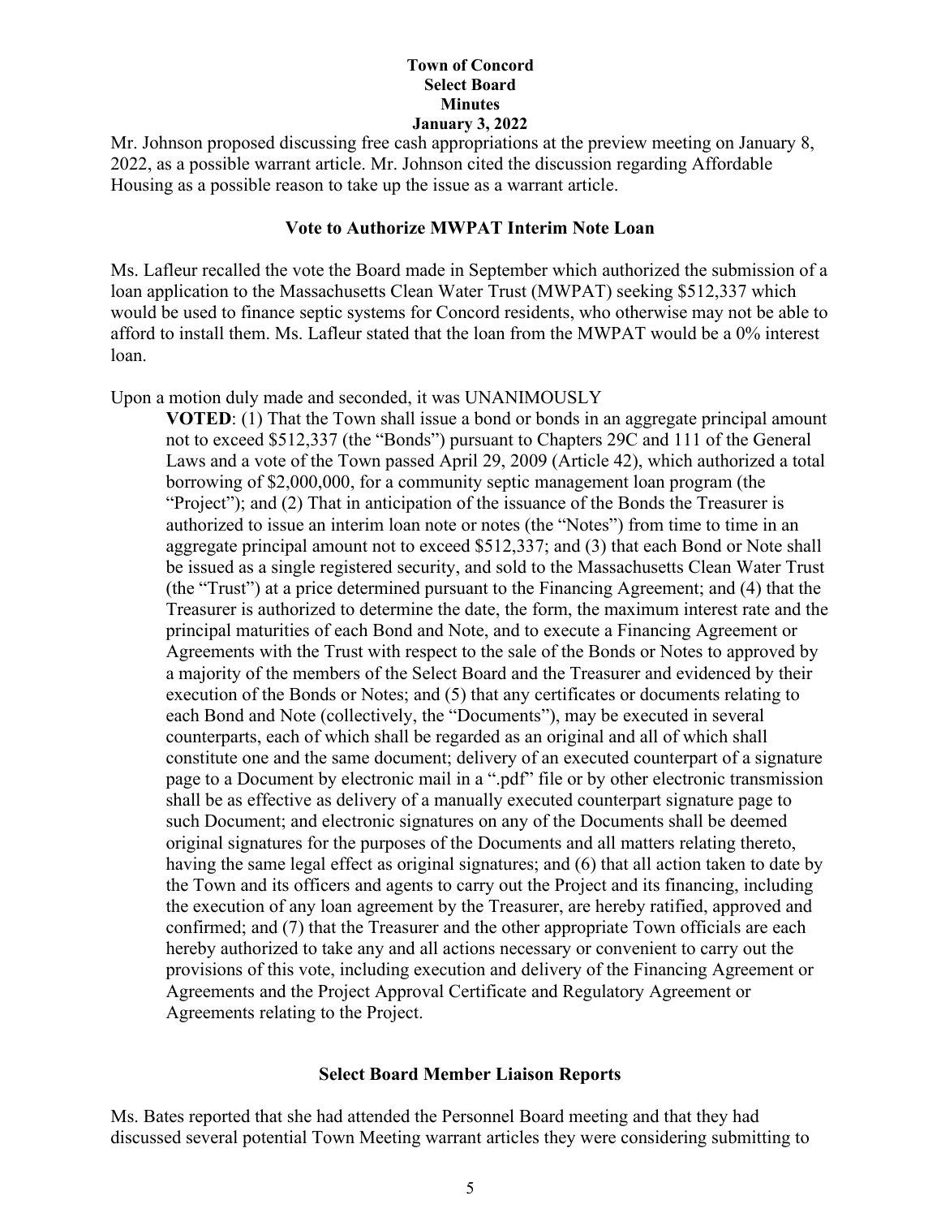Mr. Johnson proposed discussing free cash appropriations at the preview meeting on January 8, 2022, as a possible warrant article. Mr. Johnson cited the discussion regarding Affordable Housing as a possible reason to take up the issue as a warrant article.

## Vote to Authorize MWPAT Interim Note Loan

Ms. Lafleur recalled the vote the Board made in September which authorized the submission of a loan application to the Massachusetts Clean Water Trust (MWPAT) seeking $512,337 which would be used to finance septic systems for Concord residents, who otherwise may not be able to afford to install them. Ms. Lafleur stated that the loan from the MWPAT would be a 0% interest loan.

Upon a motion duly made and seconded, it was UNANIMOUSLY

> **VOTED**: (1) That the Town shall issue a bond or bonds in an aggregate principal amount not to exceed $512,337 (the "Bonds") pursuant to Chapters 29C and 111 of the General Laws and a vote of the Town passed April 29, 2009 (Article 42), which authorized a total borrowing of $2,000,000, for a community septic management loan program (the "Project"); and (2) That in anticipation of the issuance of the Bonds the Treasurer is authorized to issue an interim loan note or notes (the "Notes") from time to time in an aggregate principal amount not to exceed $512,337; and (3) that each Bond or Note shall be issued as a single registered security, and sold to the Massachusetts Clean Water Trust (the "Trust") at a price determined pursuant to the Financing Agreement; and (4) that the Treasurer is authorized to determine the date, the form, the maximum interest rate and the principal maturities of each Bond and Note, and to execute a Financing Agreement or Agreements with the Trust with respect to the sale of the Bonds or Notes to approved by a majority of the members of the Select Board and the Treasurer and evidenced by their execution of the Bonds or Notes; and (5) that any certificates or documents relating to each Bond and Note (collectively, the "Documents"), may be executed in several counterparts, each of which shall be regarded as an original and all of which shall constitute one and the same document; delivery of an executed counterpart of a signature page to a Document by electronic mail in a ".pdf" file or by other electronic transmission shall be as effective as delivery of a manually executed counterpart signature page to such Document; and electronic signatures on any of the Documents shall be deemed original signatures for the purposes of the Documents and all matters relating thereto, having the same legal effect as original signatures; and (6) that all action taken to date by the Town and its officers and agents to carry out the Project and its financing, including the execution of any loan agreement by the Treasurer, are hereby ratified, approved and confirmed; and (7) that the Treasurer and the other appropriate Town officials are each hereby authorized to take any and all actions necessary or convenient to carry out the provisions of this vote, including execution and delivery of the Financing Agreement or Agreements and the Project Approval Certificate and Regulatory Agreement or Agreements relating to the Project.

## Select Board Member Liaison Reports

Ms. Bates reported that she had attended the Personnel Board meeting and that they had discussed several potential Town Meeting warrant articles they were considering submitting to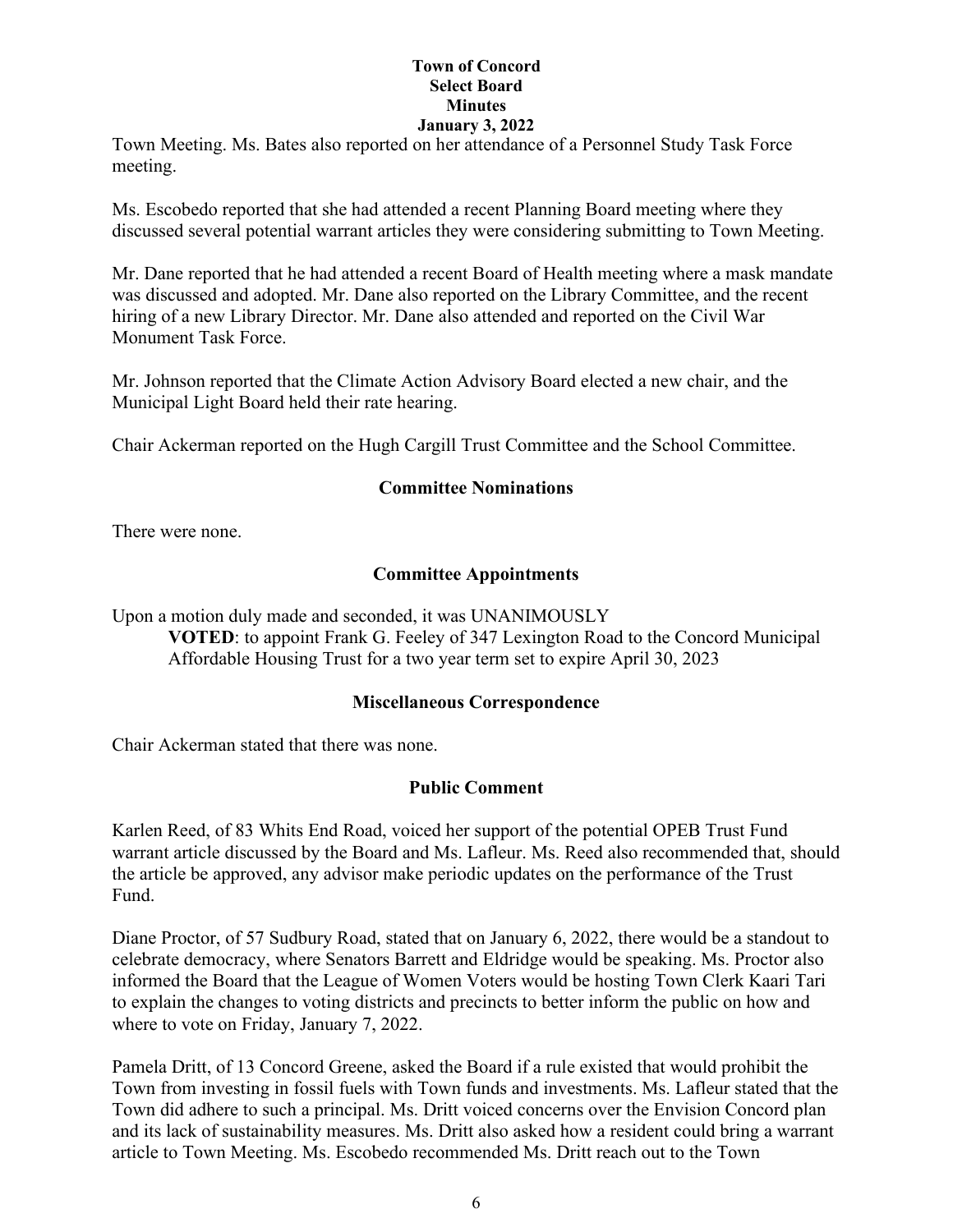Town Meeting. Ms. Bates also reported on her attendance of a Personnel Study Task Force meeting.

Ms. Escobedo reported that she had attended a recent Planning Board meeting where they discussed several potential warrant articles they were considering submitting to Town Meeting.

Mr. Dane reported that he had attended a recent Board of Health meeting where a mask mandate was discussed and adopted. Mr. Dane also reported on the Library Committee, and the recent hiring of a new Library Director. Mr. Dane also attended and reported on the Civil War Monument Task Force.

Mr. Johnson reported that the Climate Action Advisory Board elected a new chair, and the Municipal Light Board held their rate hearing.

Chair Ackerman reported on the Hugh Cargill Trust Committee and the School Committee.

## Committee Nominations

There were none.

## Committee Appointments

Upon a motion duly made and seconded, it was UNANIMOUSLY

> **VOTED**: to appoint Frank G. Feeley of 347 Lexington Road to the Concord Municipal Affordable Housing Trust for a two year term set to expire April 30, 2023

## Miscellaneous Correspondence

Chair Ackerman stated that there was none.

## Public Comment

Karlen Reed, of 83 Whits End Road, voiced her support of the potential OPEB Trust Fund warrant article discussed by the Board and Ms. Lafleur. Ms. Reed also recommended that, should the article be approved, any advisor make periodic updates on the performance of the Trust Fund.

Diane Proctor, of 57 Sudbury Road, stated that on January 6, 2022, there would be a standout to celebrate democracy, where Senators Barrett and Eldridge would be speaking. Ms. Proctor also informed the Board that the League of Women Voters would be hosting Town Clerk Kaari Tari to explain the changes to voting districts and precincts to better inform the public on how and where to vote on Friday, January 7, 2022.

Pamela Dritt, of 13 Concord Greene, asked the Board if a rule existed that would prohibit the Town from investing in fossil fuels with Town funds and investments. Ms. Lafleur stated that the Town did adhere to such a principal. Ms. Dritt voiced concerns over the Envision Concord plan and its lack of sustainability measures. Ms. Dritt also asked how a resident could bring a warrant article to Town Meeting. Ms. Escobedo recommended Ms. Dritt reach out to the Town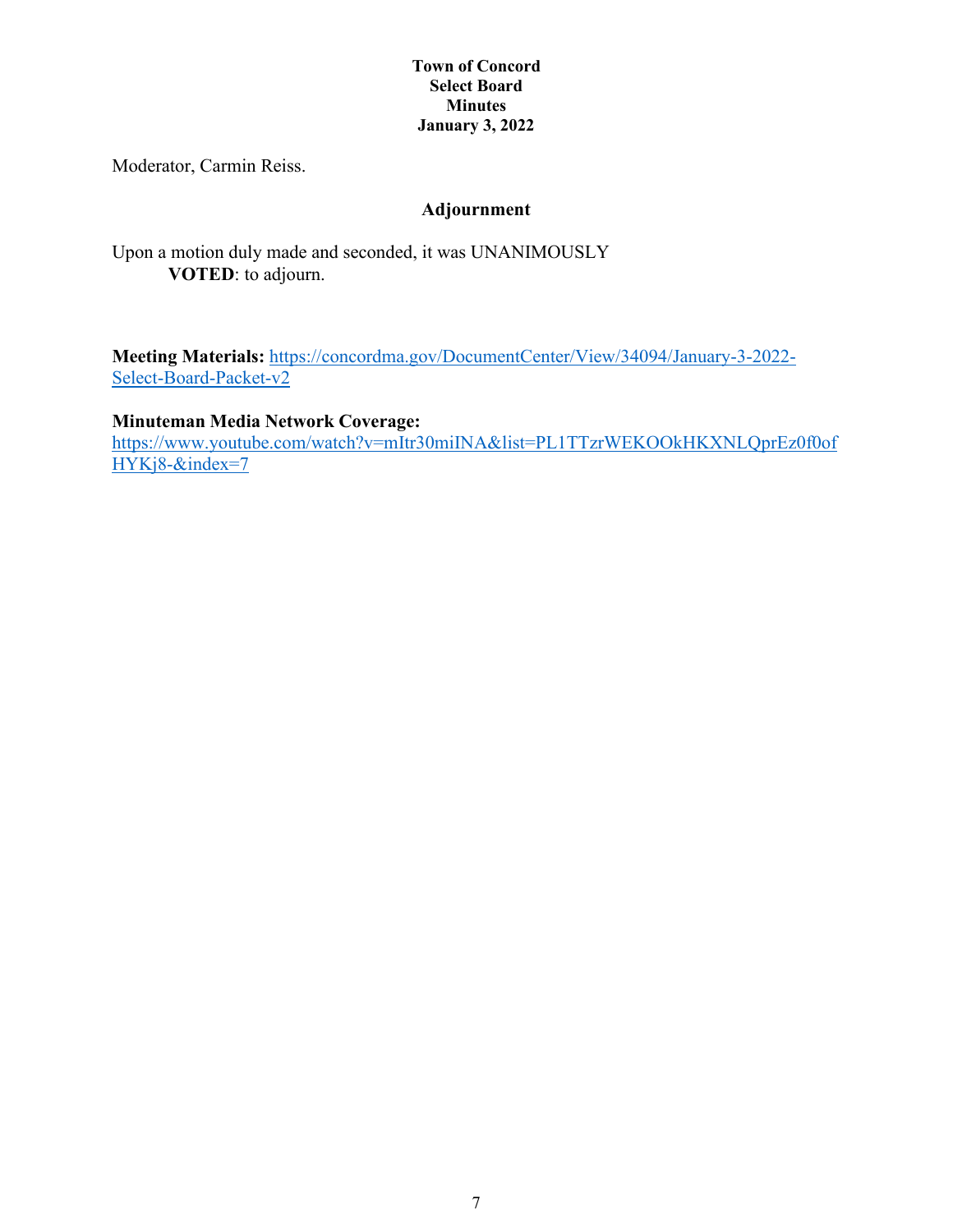**Town of Concord**
**Select Board**
**Minutes**
**January 3, 2022**

Moderator, Carmin Reiss.

## Adjournment

Upon a motion duly made and seconded, it was UNANIMOUSLY
**VOTED**: to adjourn.

**Meeting Materials:** [https://concordma.gov/DocumentCenter/View/34094/January-3-2022-Select-Board-Packet-v2](https://concordma.gov/DocumentCenter/View/34094/January-3-2022-Select-Board-Packet-v2)

**Minuteman Media Network Coverage:**
[https://www.youtube.com/watch?v=mItr30miINA&list=PL1TTzrWEKOOkHKXNLQprEz0f0ofHYKj8-&index=7](https://www.youtube.com/watch?v=mItr30miINA&list=PL1TTzrWEKOOkHKXNLQprEz0f0ofHYKj8-&index=7)